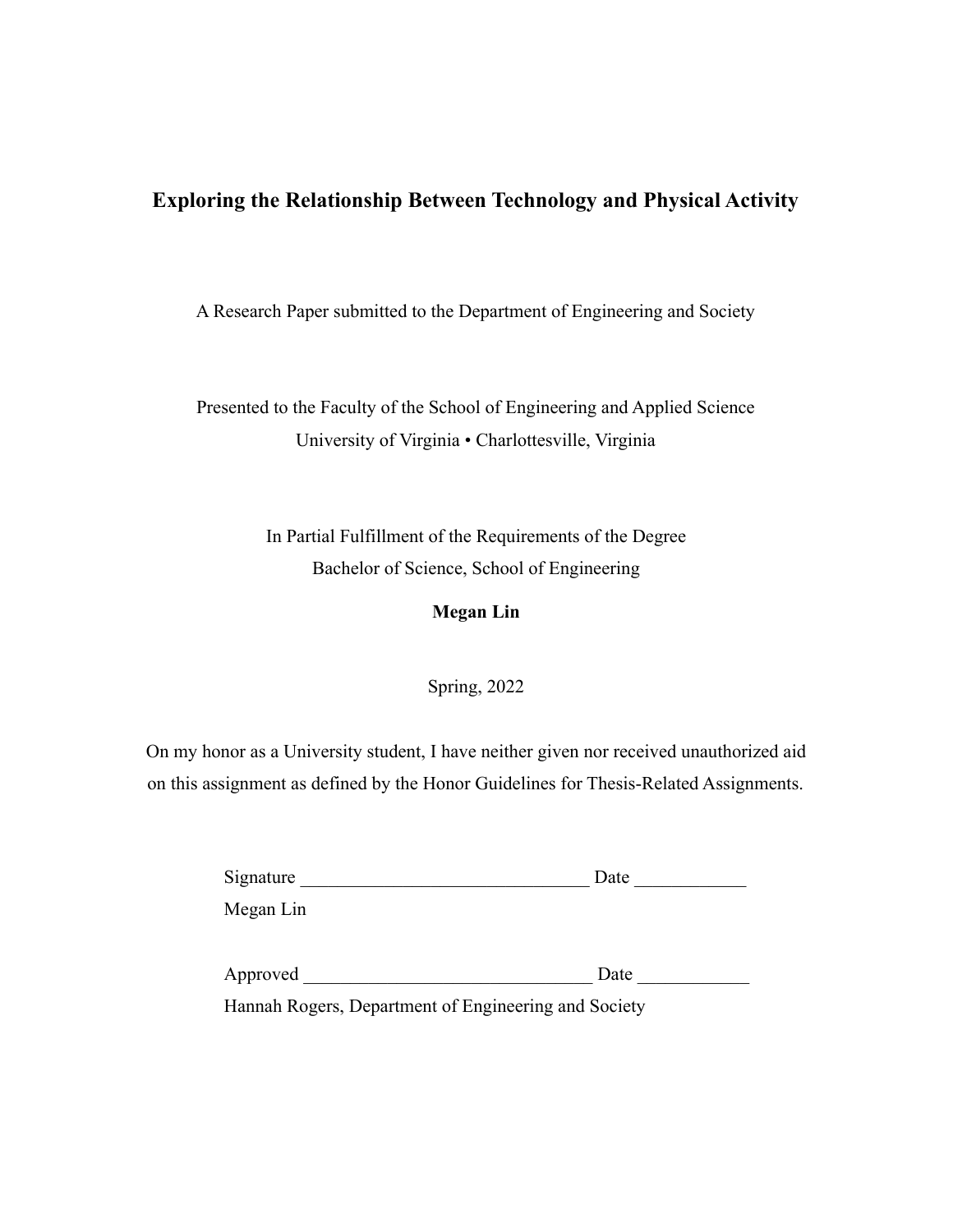# Exploring the Relationship Between Technology and Physical Activity

A Research Paper submitted to the Department of Engineering and Society

Presented to the Faculty of the School of Engineering and Applied Science
University of Virginia • Charlottesville, Virginia

In Partial Fulfillment of the Requirements of the Degree
Bachelor of Science, School of Engineering

**Megan Lin**

Spring, 2022

On my honor as a University student, I have neither given nor received unauthorized aid on this assignment as defined by the Honor Guidelines for Thesis-Related Assignments.

Signature _______________________________ Date ____________
Megan Lin

Approved _______________________________ Date ____________
Hannah Rogers, Department of Engineering and Society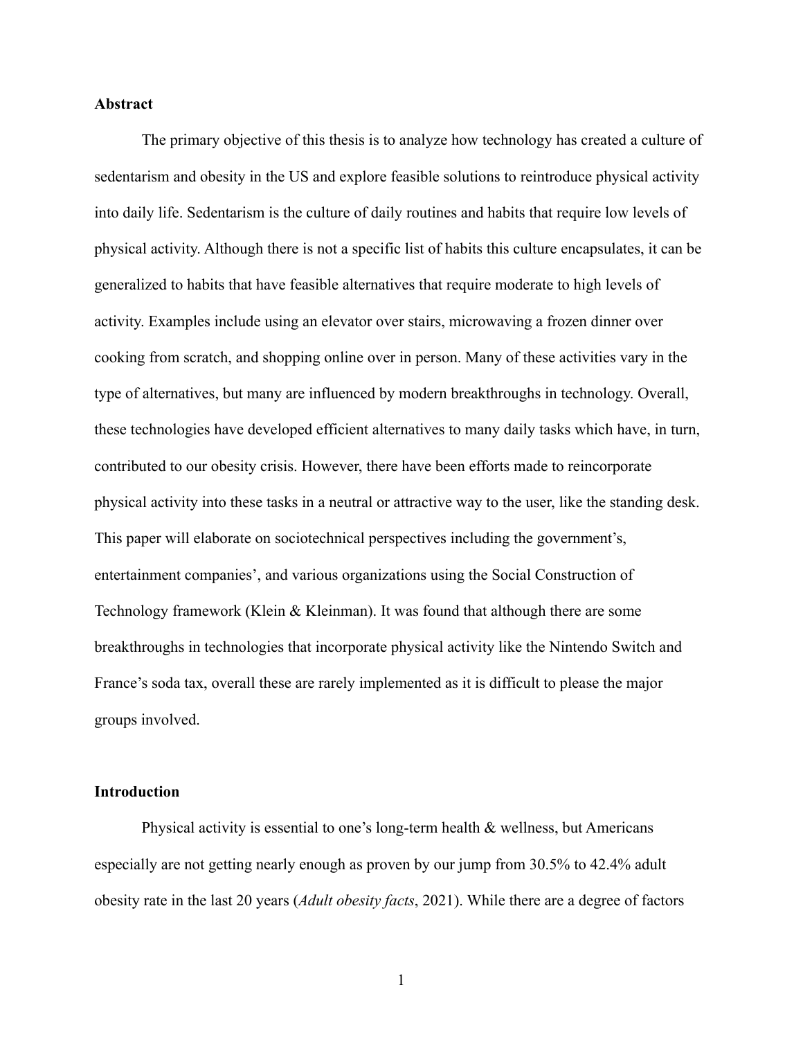**Abstract**

The primary objective of this thesis is to analyze how technology has created a culture of sedentarism and obesity in the US and explore feasible solutions to reintroduce physical activity into daily life. Sedentarism is the culture of daily routines and habits that require low levels of physical activity. Although there is not a specific list of habits this culture encapsulates, it can be generalized to habits that have feasible alternatives that require moderate to high levels of activity. Examples include using an elevator over stairs, microwaving a frozen dinner over cooking from scratch, and shopping online over in person. Many of these activities vary in the type of alternatives, but many are influenced by modern breakthroughs in technology. Overall, these technologies have developed efficient alternatives to many daily tasks which have, in turn, contributed to our obesity crisis. However, there have been efforts made to reincorporate physical activity into these tasks in a neutral or attractive way to the user, like the standing desk. This paper will elaborate on sociotechnical perspectives including the government's, entertainment companies', and various organizations using the Social Construction of Technology framework (Klein & Kleinman). It was found that although there are some breakthroughs in technologies that incorporate physical activity like the Nintendo Switch and France's soda tax, overall these are rarely implemented as it is difficult to please the major groups involved.

**Introduction**

Physical activity is essential to one's long-term health & wellness, but Americans especially are not getting nearly enough as proven by our jump from 30.5% to 42.4% adult obesity rate in the last 20 years (*Adult obesity facts*, 2021). While there are a degree of factors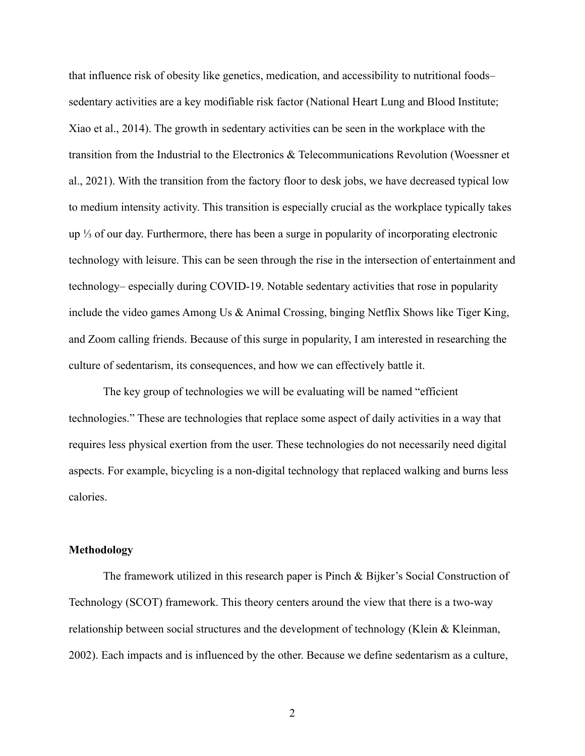that influence risk of obesity like genetics, medication, and accessibility to nutritional foods– sedentary activities are a key modifiable risk factor (National Heart Lung and Blood Institute; Xiao et al., 2014). The growth in sedentary activities can be seen in the workplace with the transition from the Industrial to the Electronics & Telecommunications Revolution (Woessner et al., 2021). With the transition from the factory floor to desk jobs, we have decreased typical low to medium intensity activity. This transition is especially crucial as the workplace typically takes up ⅓ of our day. Furthermore, there has been a surge in popularity of incorporating electronic technology with leisure. This can be seen through the rise in the intersection of entertainment and technology– especially during COVID-19. Notable sedentary activities that rose in popularity include the video games Among Us & Animal Crossing, binging Netflix Shows like Tiger King, and Zoom calling friends. Because of this surge in popularity, I am interested in researching the culture of sedentarism, its consequences, and how we can effectively battle it.

The key group of technologies we will be evaluating will be named "efficient technologies." These are technologies that replace some aspect of daily activities in a way that requires less physical exertion from the user. These technologies do not necessarily need digital aspects. For example, bicycling is a non-digital technology that replaced walking and burns less calories.

**Methodology**

The framework utilized in this research paper is Pinch & Bijker's Social Construction of Technology (SCOT) framework. This theory centers around the view that there is a two-way relationship between social structures and the development of technology (Klein & Kleinman, 2002). Each impacts and is influenced by the other. Because we define sedentarism as a culture,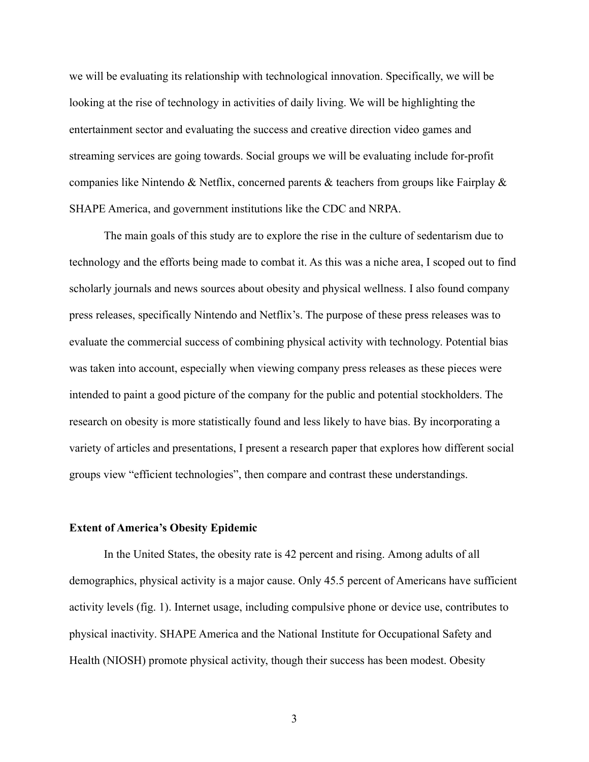we will be evaluating its relationship with technological innovation. Specifically, we will be looking at the rise of technology in activities of daily living. We will be highlighting the entertainment sector and evaluating the success and creative direction video games and streaming services are going towards. Social groups we will be evaluating include for-profit companies like Nintendo & Netflix, concerned parents & teachers from groups like Fairplay & SHAPE America, and government institutions like the CDC and NRPA.

The main goals of this study are to explore the rise in the culture of sedentarism due to technology and the efforts being made to combat it. As this was a niche area, I scoped out to find scholarly journals and news sources about obesity and physical wellness. I also found company press releases, specifically Nintendo and Netflix's. The purpose of these press releases was to evaluate the commercial success of combining physical activity with technology. Potential bias was taken into account, especially when viewing company press releases as these pieces were intended to paint a good picture of the company for the public and potential stockholders. The research on obesity is more statistically found and less likely to have bias. By incorporating a variety of articles and presentations, I present a research paper that explores how different social groups view "efficient technologies", then compare and contrast these understandings.

**Extent of America's Obesity Epidemic**

In the United States, the obesity rate is 42 percent and rising. Among adults of all demographics, physical activity is a major cause. Only 45.5 percent of Americans have sufficient activity levels (fig. 1). Internet usage, including compulsive phone or device use, contributes to physical inactivity. SHAPE America and the National Institute for Occupational Safety and Health (NIOSH) promote physical activity, though their success has been modest. Obesity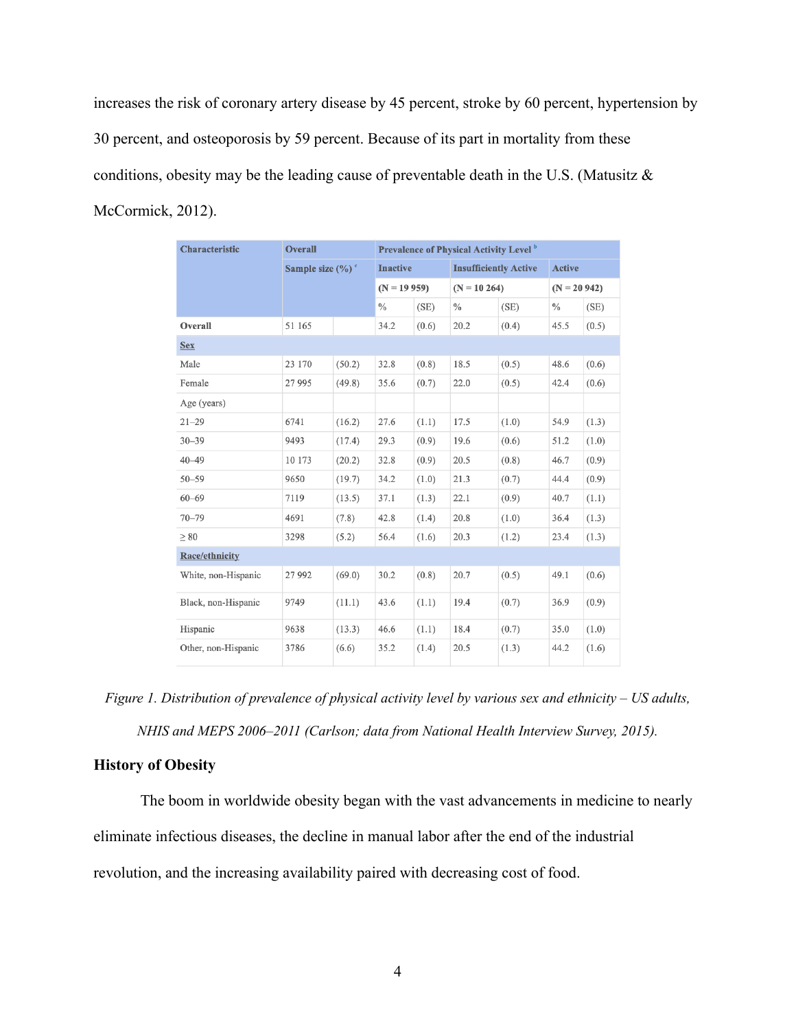increases the risk of coronary artery disease by 45 percent, stroke by 60 percent, hypertension by 30 percent, and osteoporosis by 59 percent. Because of its part in mortality from these conditions, obesity may be the leading cause of preventable death in the U.S. (Matusitz & McCormick, 2012).

| Characteristic | Overall | | Prevalence of Physical Activity Level [b] | | | | | |
|---|---|---|---|---|---|---|---|---|
| | Sample size (%) [c] | | Inactive | | Insufficiently Active | | Active | |
| | | | (N = 19 959) | | (N = 10 264) | | (N = 20 942) | |
| | | | % | (SE) | % | (SE) | % | (SE) |
| Overall | 51 165 | | 34.2 | (0.6) | 20.2 | (0.4) | 45.5 | (0.5) |
| Sex | | | | | | | | |
| Male | 23 170 | (50.2) | 32.8 | (0.8) | 18.5 | (0.5) | 48.6 | (0.6) |
| Female | 27 995 | (49.8) | 35.6 | (0.7) | 22.0 | (0.5) | 42.4 | (0.6) |
| Age (years) | | | | | | | | |
| 21–29 | 6741 | (16.2) | 27.6 | (1.1) | 17.5 | (1.0) | 54.9 | (1.3) |
| 30–39 | 9493 | (17.4) | 29.3 | (0.9) | 19.6 | (0.6) | 51.2 | (1.0) |
| 40–49 | 10 173 | (20.2) | 32.8 | (0.9) | 20.5 | (0.8) | 46.7 | (0.9) |
| 50–59 | 9650 | (19.7) | 34.2 | (1.0) | 21.3 | (0.7) | 44.4 | (0.9) |
| 60–69 | 7119 | (13.5) | 37.1 | (1.3) | 22.1 | (0.9) | 40.7 | (1.1) |
| 70–79 | 4691 | (7.8) | 42.8 | (1.4) | 20.8 | (1.0) | 36.4 | (1.3) |
| ≥ 80 | 3298 | (5.2) | 56.4 | (1.6) | 20.3 | (1.2) | 23.4 | (1.3) |
| Race/ethnicity | | | | | | | | |
| White, non-Hispanic | 27 992 | (69.0) | 30.2 | (0.8) | 20.7 | (0.5) | 49.1 | (0.6) |
| Black, non-Hispanic | 9749 | (11.1) | 43.6 | (1.1) | 19.4 | (0.7) | 36.9 | (0.9) |
| Hispanic | 9638 | (13.3) | 46.6 | (1.1) | 18.4 | (0.7) | 35.0 | (1.0) |
| Other, non-Hispanic | 3786 | (6.6) | 35.2 | (1.4) | 20.5 | (1.3) | 44.2 | (1.6) |

*Figure 1. Distribution of prevalence of physical activity level by various sex and ethnicity – US adults, NHIS and MEPS 2006–2011 (Carlson; data from National Health Interview Survey, 2015).*

## History of Obesity

The boom in worldwide obesity began with the vast advancements in medicine to nearly eliminate infectious diseases, the decline in manual labor after the end of the industrial revolution, and the increasing availability paired with decreasing cost of food.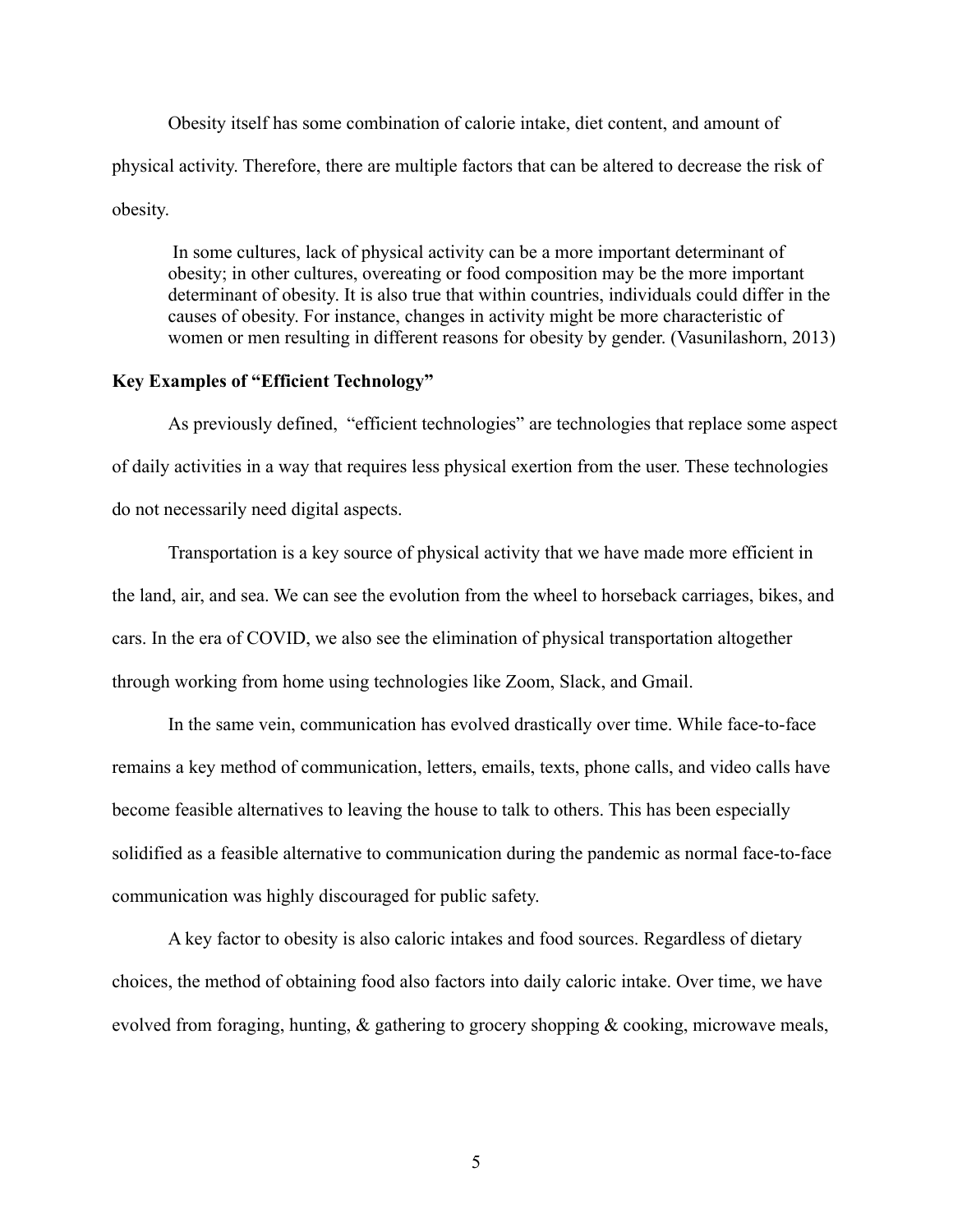Obesity itself has some combination of calorie intake, diet content, and amount of physical activity. Therefore, there are multiple factors that can be altered to decrease the risk of obesity.

> In some cultures, lack of physical activity can be a more important determinant of obesity; in other cultures, overeating or food composition may be the more important determinant of obesity. It is also true that within countries, individuals could differ in the causes of obesity. For instance, changes in activity might be more characteristic of women or men resulting in different reasons for obesity by gender. (Vasunilashorn, 2013)

**Key Examples of "Efficient Technology"**

As previously defined, "efficient technologies" are technologies that replace some aspect of daily activities in a way that requires less physical exertion from the user. These technologies do not necessarily need digital aspects.

Transportation is a key source of physical activity that we have made more efficient in the land, air, and sea. We can see the evolution from the wheel to horseback carriages, bikes, and cars. In the era of COVID, we also see the elimination of physical transportation altogether through working from home using technologies like Zoom, Slack, and Gmail.

In the same vein, communication has evolved drastically over time. While face-to-face remains a key method of communication, letters, emails, texts, phone calls, and video calls have become feasible alternatives to leaving the house to talk to others. This has been especially solidified as a feasible alternative to communication during the pandemic as normal face-to-face communication was highly discouraged for public safety.

A key factor to obesity is also caloric intakes and food sources. Regardless of dietary choices, the method of obtaining food also factors into daily caloric intake. Over time, we have evolved from foraging, hunting, & gathering to grocery shopping & cooking, microwave meals,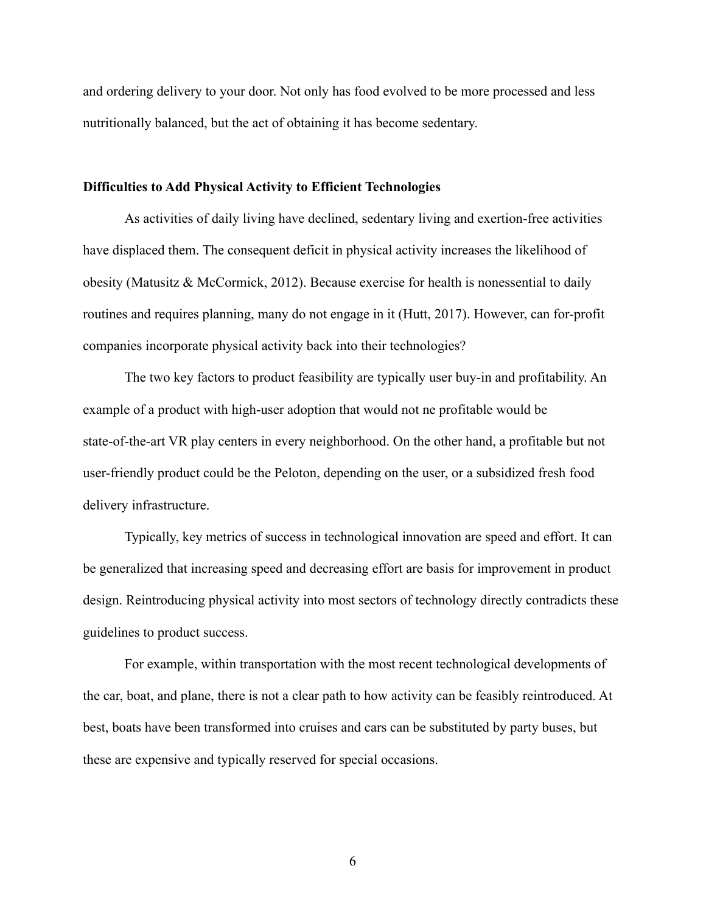and ordering delivery to your door. Not only has food evolved to be more processed and less nutritionally balanced, but the act of obtaining it has become sedentary.

**Difficulties to Add Physical Activity to Efficient Technologies**

As activities of daily living have declined, sedentary living and exertion-free activities have displaced them. The consequent deficit in physical activity increases the likelihood of obesity (Matusitz & McCormick, 2012). Because exercise for health is nonessential to daily routines and requires planning, many do not engage in it (Hutt, 2017). However, can for-profit companies incorporate physical activity back into their technologies?

The two key factors to product feasibility are typically user buy-in and profitability. An example of a product with high-user adoption that would not ne profitable would be state-of-the-art VR play centers in every neighborhood. On the other hand, a profitable but not user-friendly product could be the Peloton, depending on the user, or a subsidized fresh food delivery infrastructure.

Typically, key metrics of success in technological innovation are speed and effort. It can be generalized that increasing speed and decreasing effort are basis for improvement in product design. Reintroducing physical activity into most sectors of technology directly contradicts these guidelines to product success.

For example, within transportation with the most recent technological developments of the car, boat, and plane, there is not a clear path to how activity can be feasibly reintroduced. At best, boats have been transformed into cruises and cars can be substituted by party buses, but these are expensive and typically reserved for special occasions.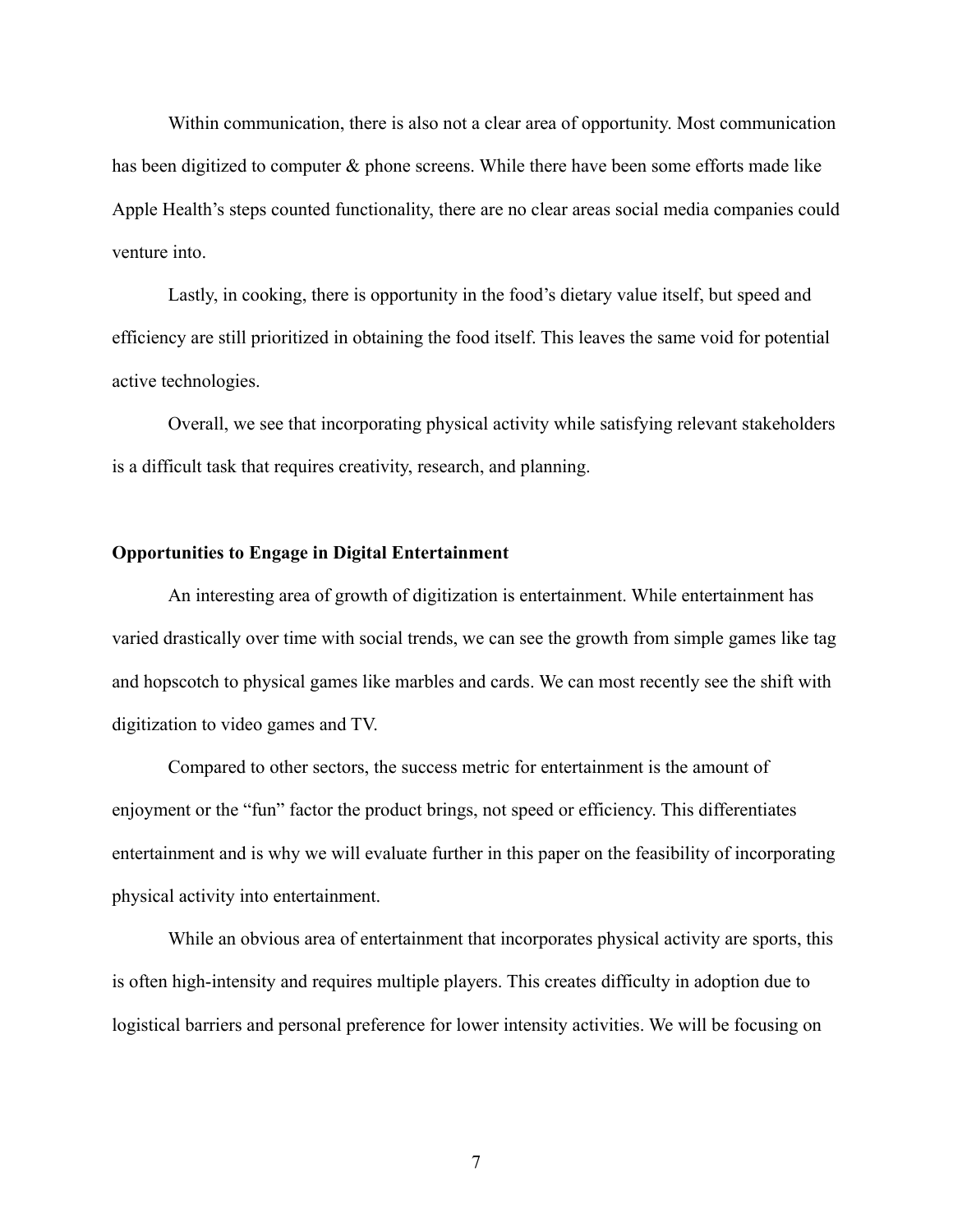Within communication, there is also not a clear area of opportunity. Most communication has been digitized to computer & phone screens. While there have been some efforts made like Apple Health's steps counted functionality, there are no clear areas social media companies could venture into.

Lastly, in cooking, there is opportunity in the food's dietary value itself, but speed and efficiency are still prioritized in obtaining the food itself. This leaves the same void for potential active technologies.

Overall, we see that incorporating physical activity while satisfying relevant stakeholders is a difficult task that requires creativity, research, and planning.

**Opportunities to Engage in Digital Entertainment**

An interesting area of growth of digitization is entertainment. While entertainment has varied drastically over time with social trends, we can see the growth from simple games like tag and hopscotch to physical games like marbles and cards. We can most recently see the shift with digitization to video games and TV.

Compared to other sectors, the success metric for entertainment is the amount of enjoyment or the "fun" factor the product brings, not speed or efficiency. This differentiates entertainment and is why we will evaluate further in this paper on the feasibility of incorporating physical activity into entertainment.

While an obvious area of entertainment that incorporates physical activity are sports, this is often high-intensity and requires multiple players. This creates difficulty in adoption due to logistical barriers and personal preference for lower intensity activities. We will be focusing on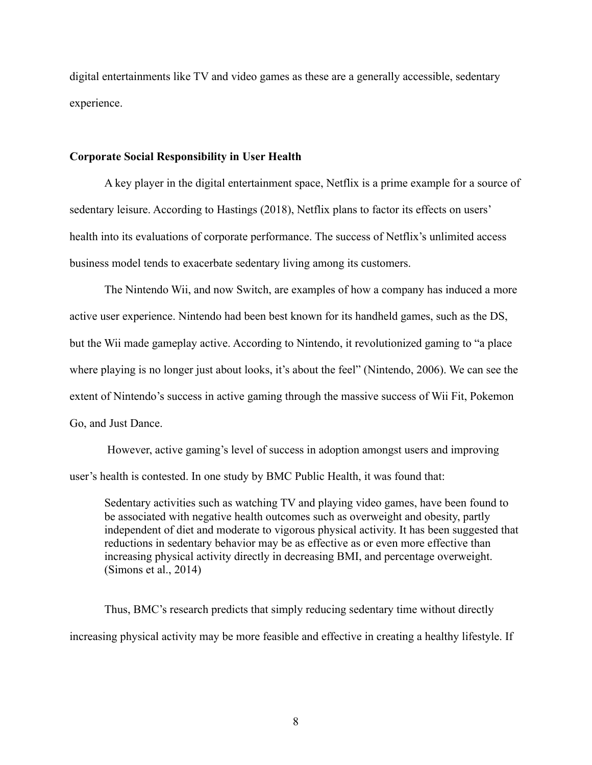digital entertainments like TV and video games as these are a generally accessible, sedentary experience.

### Corporate Social Responsibility in User Health

A key player in the digital entertainment space, Netflix is a prime example for a source of sedentary leisure. According to Hastings (2018), Netflix plans to factor its effects on users' health into its evaluations of corporate performance. The success of Netflix's unlimited access business model tends to exacerbate sedentary living among its customers.

The Nintendo Wii, and now Switch, are examples of how a company has induced a more active user experience. Nintendo had been best known for its handheld games, such as the DS, but the Wii made gameplay active. According to Nintendo, it revolutionized gaming to "a place where playing is no longer just about looks, it's about the feel" (Nintendo, 2006). We can see the extent of Nintendo's success in active gaming through the massive success of Wii Fit, Pokemon Go, and Just Dance.

However, active gaming's level of success in adoption amongst users and improving user's health is contested. In one study by BMC Public Health, it was found that:

> Sedentary activities such as watching TV and playing video games, have been found to be associated with negative health outcomes such as overweight and obesity, partly independent of diet and moderate to vigorous physical activity. It has been suggested that reductions in sedentary behavior may be as effective as or even more effective than increasing physical activity directly in decreasing BMI, and percentage overweight. (Simons et al., 2014)

Thus, BMC's research predicts that simply reducing sedentary time without directly increasing physical activity may be more feasible and effective in creating a healthy lifestyle. If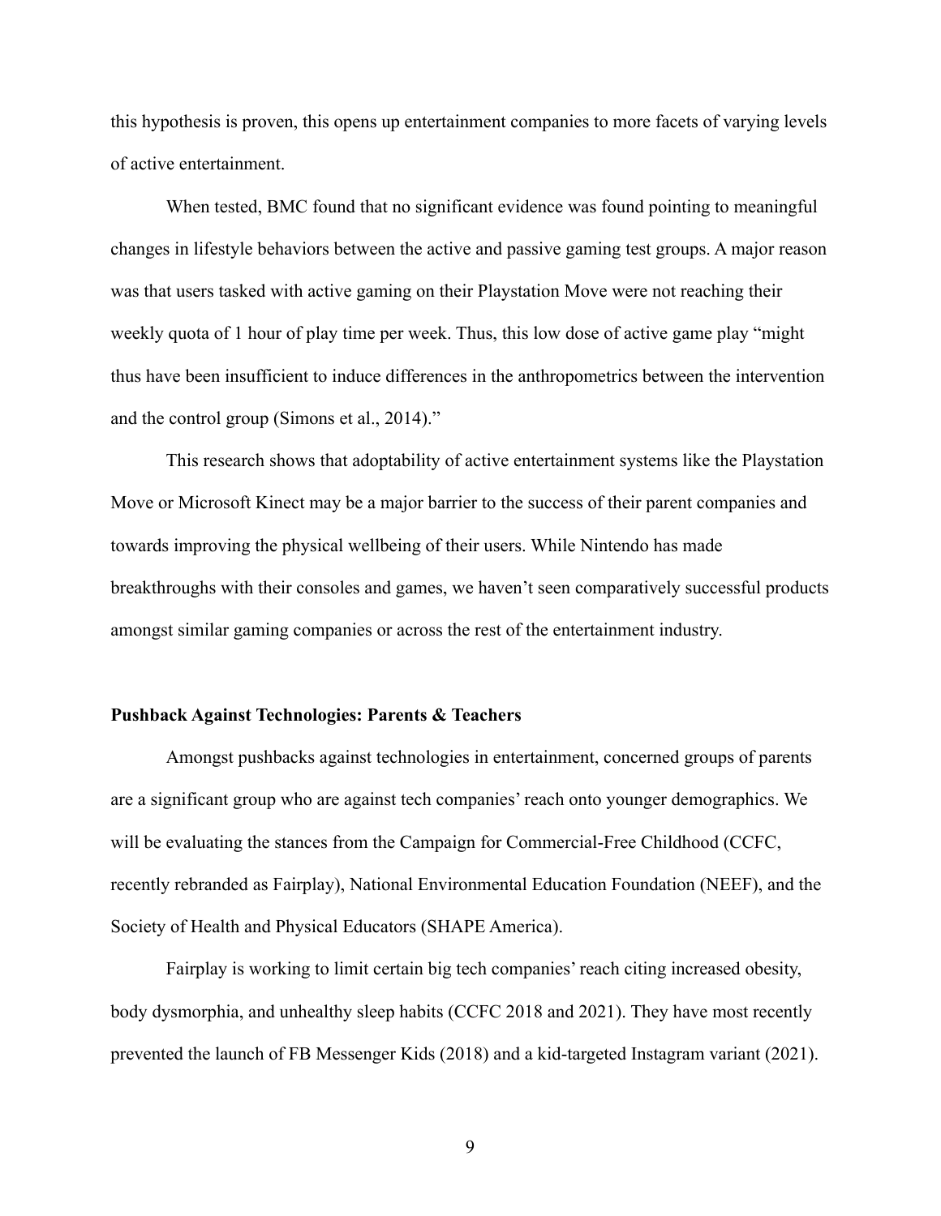this hypothesis is proven, this opens up entertainment companies to more facets of varying levels of active entertainment.

When tested, BMC found that no significant evidence was found pointing to meaningful changes in lifestyle behaviors between the active and passive gaming test groups. A major reason was that users tasked with active gaming on their Playstation Move were not reaching their weekly quota of 1 hour of play time per week. Thus, this low dose of active game play "might thus have been insufficient to induce differences in the anthropometrics between the intervention and the control group (Simons et al., 2014)."

This research shows that adoptability of active entertainment systems like the Playstation Move or Microsoft Kinect may be a major barrier to the success of their parent companies and towards improving the physical wellbeing of their users. While Nintendo has made breakthroughs with their consoles and games, we haven't seen comparatively successful products amongst similar gaming companies or across the rest of the entertainment industry.

**Pushback Against Technologies: Parents & Teachers**

Amongst pushbacks against technologies in entertainment, concerned groups of parents are a significant group who are against tech companies' reach onto younger demographics. We will be evaluating the stances from the Campaign for Commercial-Free Childhood (CCFC, recently rebranded as Fairplay), National Environmental Education Foundation (NEEF), and the Society of Health and Physical Educators (SHAPE America).

Fairplay is working to limit certain big tech companies' reach citing increased obesity, body dysmorphia, and unhealthy sleep habits (CCFC 2018 and 2021). They have most recently prevented the launch of FB Messenger Kids (2018) and a kid-targeted Instagram variant (2021).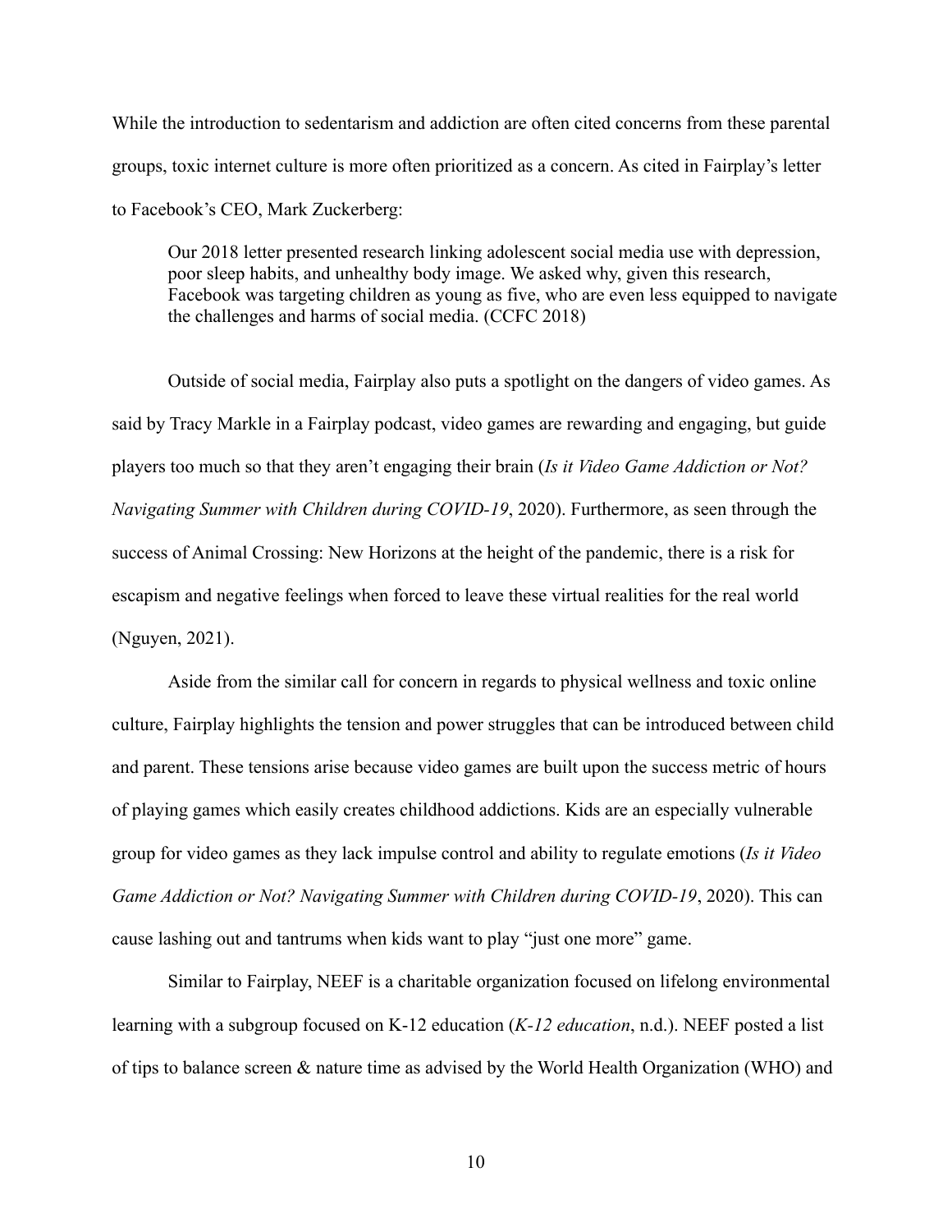While the introduction to sedentarism and addiction are often cited concerns from these parental groups, toxic internet culture is more often prioritized as a concern. As cited in Fairplay's letter to Facebook's CEO, Mark Zuckerberg:

> Our 2018 letter presented research linking adolescent social media use with depression, poor sleep habits, and unhealthy body image. We asked why, given this research, Facebook was targeting children as young as five, who are even less equipped to navigate the challenges and harms of social media. (CCFC 2018)

Outside of social media, Fairplay also puts a spotlight on the dangers of video games. As said by Tracy Markle in a Fairplay podcast, video games are rewarding and engaging, but guide players too much so that they aren't engaging their brain (*Is it Video Game Addiction or Not? Navigating Summer with Children during COVID-19*, 2020). Furthermore, as seen through the success of Animal Crossing: New Horizons at the height of the pandemic, there is a risk for escapism and negative feelings when forced to leave these virtual realities for the real world (Nguyen, 2021).

Aside from the similar call for concern in regards to physical wellness and toxic online culture, Fairplay highlights the tension and power struggles that can be introduced between child and parent. These tensions arise because video games are built upon the success metric of hours of playing games which easily creates childhood addictions. Kids are an especially vulnerable group for video games as they lack impulse control and ability to regulate emotions (*Is it Video Game Addiction or Not? Navigating Summer with Children during COVID-19*, 2020). This can cause lashing out and tantrums when kids want to play "just one more" game.

Similar to Fairplay, NEEF is a charitable organization focused on lifelong environmental learning with a subgroup focused on K-12 education (*K-12 education*, n.d.). NEEF posted a list of tips to balance screen & nature time as advised by the World Health Organization (WHO) and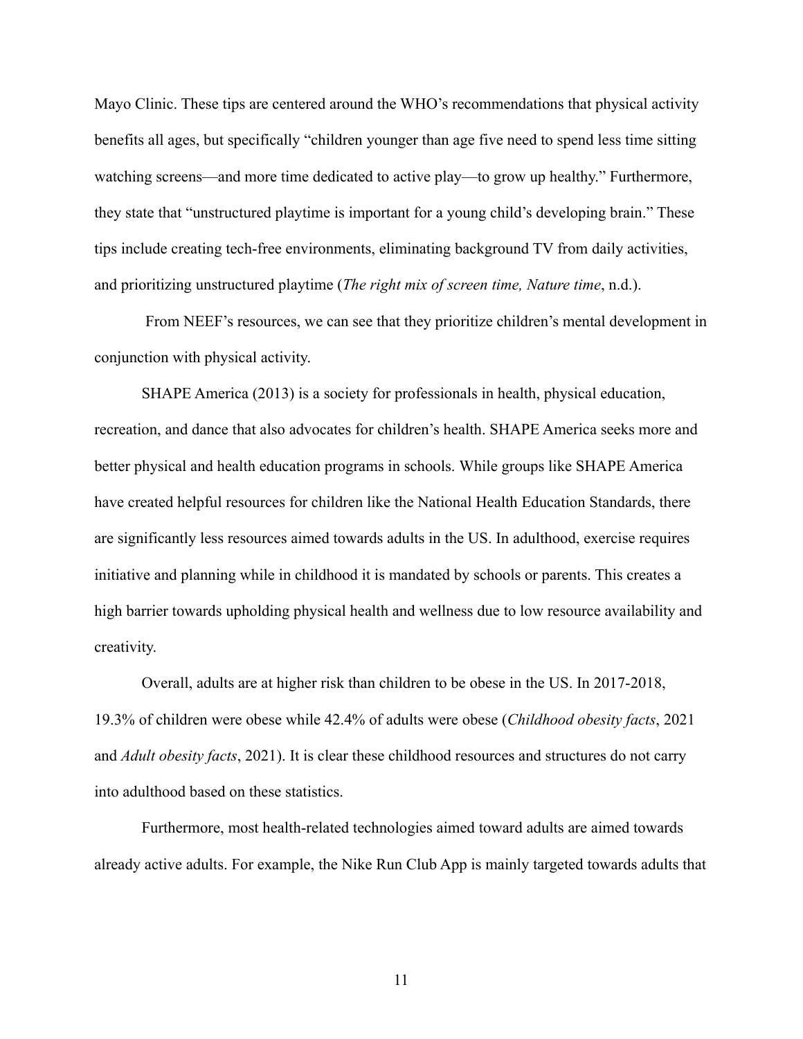Mayo Clinic. These tips are centered around the WHO's recommendations that physical activity benefits all ages, but specifically "children younger than age five need to spend less time sitting watching screens—and more time dedicated to active play—to grow up healthy." Furthermore, they state that "unstructured playtime is important for a young child's developing brain." These tips include creating tech-free environments, eliminating background TV from daily activities, and prioritizing unstructured playtime (*The right mix of screen time, Nature time*, n.d.).

From NEEF's resources, we can see that they prioritize children's mental development in conjunction with physical activity.

SHAPE America (2013) is a society for professionals in health, physical education, recreation, and dance that also advocates for children's health. SHAPE America seeks more and better physical and health education programs in schools. While groups like SHAPE America have created helpful resources for children like the National Health Education Standards, there are significantly less resources aimed towards adults in the US. In adulthood, exercise requires initiative and planning while in childhood it is mandated by schools or parents. This creates a high barrier towards upholding physical health and wellness due to low resource availability and creativity.

Overall, adults are at higher risk than children to be obese in the US. In 2017-2018, 19.3% of children were obese while 42.4% of adults were obese (*Childhood obesity facts*, 2021 and *Adult obesity facts*, 2021). It is clear these childhood resources and structures do not carry into adulthood based on these statistics.

Furthermore, most health-related technologies aimed toward adults are aimed towards already active adults. For example, the Nike Run Club App is mainly targeted towards adults that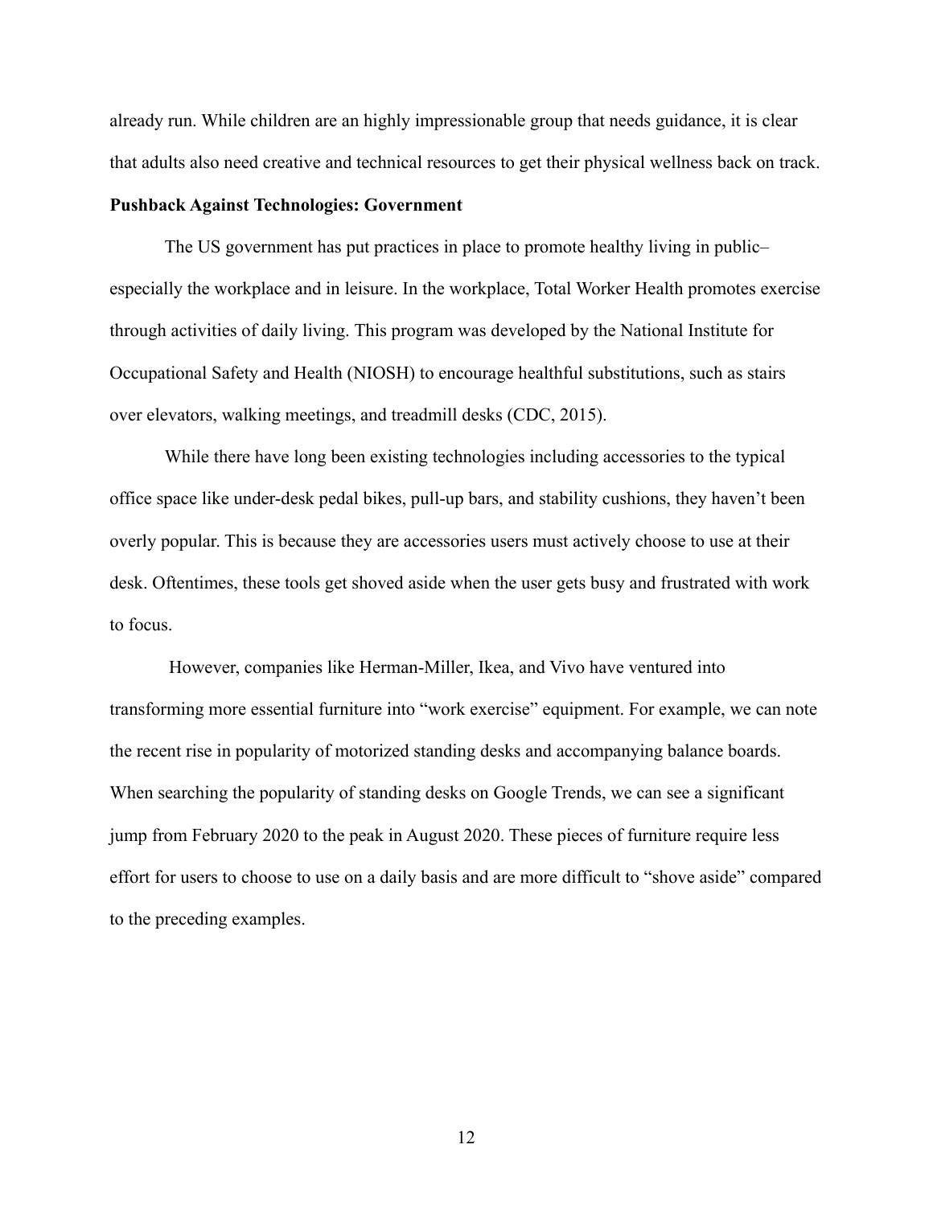already run. While children are an highly impressionable group that needs guidance, it is clear that adults also need creative and technical resources to get their physical wellness back on track.

**Pushback Against Technologies: Government**

The US government has put practices in place to promote healthy living in public– especially the workplace and in leisure. In the workplace, Total Worker Health promotes exercise through activities of daily living. This program was developed by the National Institute for Occupational Safety and Health (NIOSH) to encourage healthful substitutions, such as stairs over elevators, walking meetings, and treadmill desks (CDC, 2015).

While there have long been existing technologies including accessories to the typical office space like under-desk pedal bikes, pull-up bars, and stability cushions, they haven't been overly popular. This is because they are accessories users must actively choose to use at their desk. Oftentimes, these tools get shoved aside when the user gets busy and frustrated with work to focus.

However, companies like Herman-Miller, Ikea, and Vivo have ventured into transforming more essential furniture into "work exercise" equipment. For example, we can note the recent rise in popularity of motorized standing desks and accompanying balance boards. When searching the popularity of standing desks on Google Trends, we can see a significant jump from February 2020 to the peak in August 2020. These pieces of furniture require less effort for users to choose to use on a daily basis and are more difficult to "shove aside" compared to the preceding examples.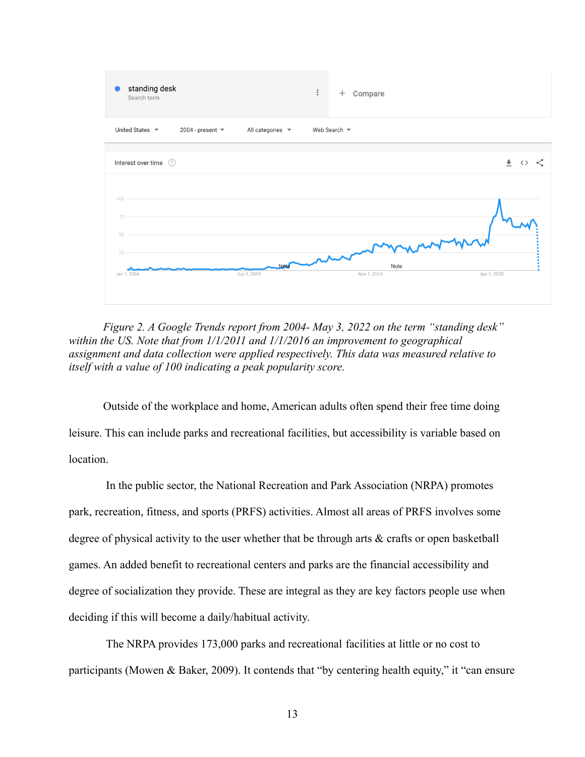*Figure 2. A Google Trends report from 2004- May 3, 2022 on the term "standing desk" within the US. Note that from 1/1/2011 and 1/1/2016 an improvement to geographical assignment and data collection were applied respectively. This data was measured relative to itself with a value of 100 indicating a peak popularity score.*

Outside of the workplace and home, American adults often spend their free time doing leisure. This can include parks and recreational facilities, but accessibility is variable based on location.

In the public sector, the National Recreation and Park Association (NRPA) promotes park, recreation, fitness, and sports (PRFS) activities. Almost all areas of PRFS involves some degree of physical activity to the user whether that be through arts & crafts or open basketball games. An added benefit to recreational centers and parks are the financial accessibility and degree of socialization they provide. These are integral as they are key factors people use when deciding if this will become a daily/habitual activity.

The NRPA provides 173,000 parks and recreational facilities at little or no cost to participants (Mowen & Baker, 2009). It contends that "by centering health equity," it "can ensure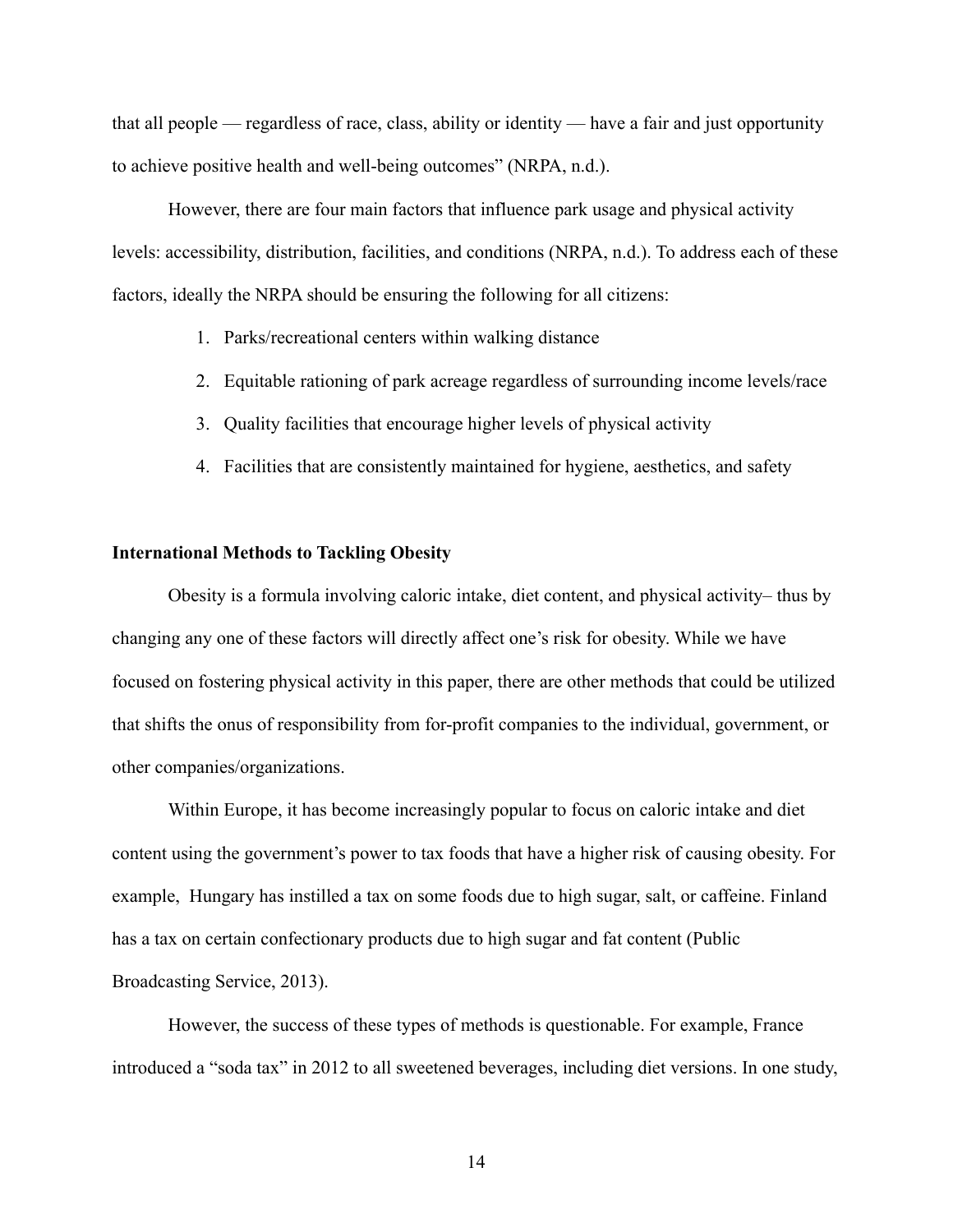that all people — regardless of race, class, ability or identity — have a fair and just opportunity to achieve positive health and well-being outcomes" (NRPA, n.d.).

However, there are four main factors that influence park usage and physical activity levels: accessibility, distribution, facilities, and conditions (NRPA, n.d.). To address each of these factors, ideally the NRPA should be ensuring the following for all citizens:

1. Parks/recreational centers within walking distance
2. Equitable rationing of park acreage regardless of surrounding income levels/race
3. Quality facilities that encourage higher levels of physical activity
4. Facilities that are consistently maintained for hygiene, aesthetics, and safety

**International Methods to Tackling Obesity**

Obesity is a formula involving caloric intake, diet content, and physical activity– thus by changing any one of these factors will directly affect one's risk for obesity. While we have focused on fostering physical activity in this paper, there are other methods that could be utilized that shifts the onus of responsibility from for-profit companies to the individual, government, or other companies/organizations.

Within Europe, it has become increasingly popular to focus on caloric intake and diet content using the government's power to tax foods that have a higher risk of causing obesity. For example, Hungary has instilled a tax on some foods due to high sugar, salt, or caffeine. Finland has a tax on certain confectionary products due to high sugar and fat content (Public Broadcasting Service, 2013).

However, the success of these types of methods is questionable. For example, France introduced a "soda tax" in 2012 to all sweetened beverages, including diet versions. In one study,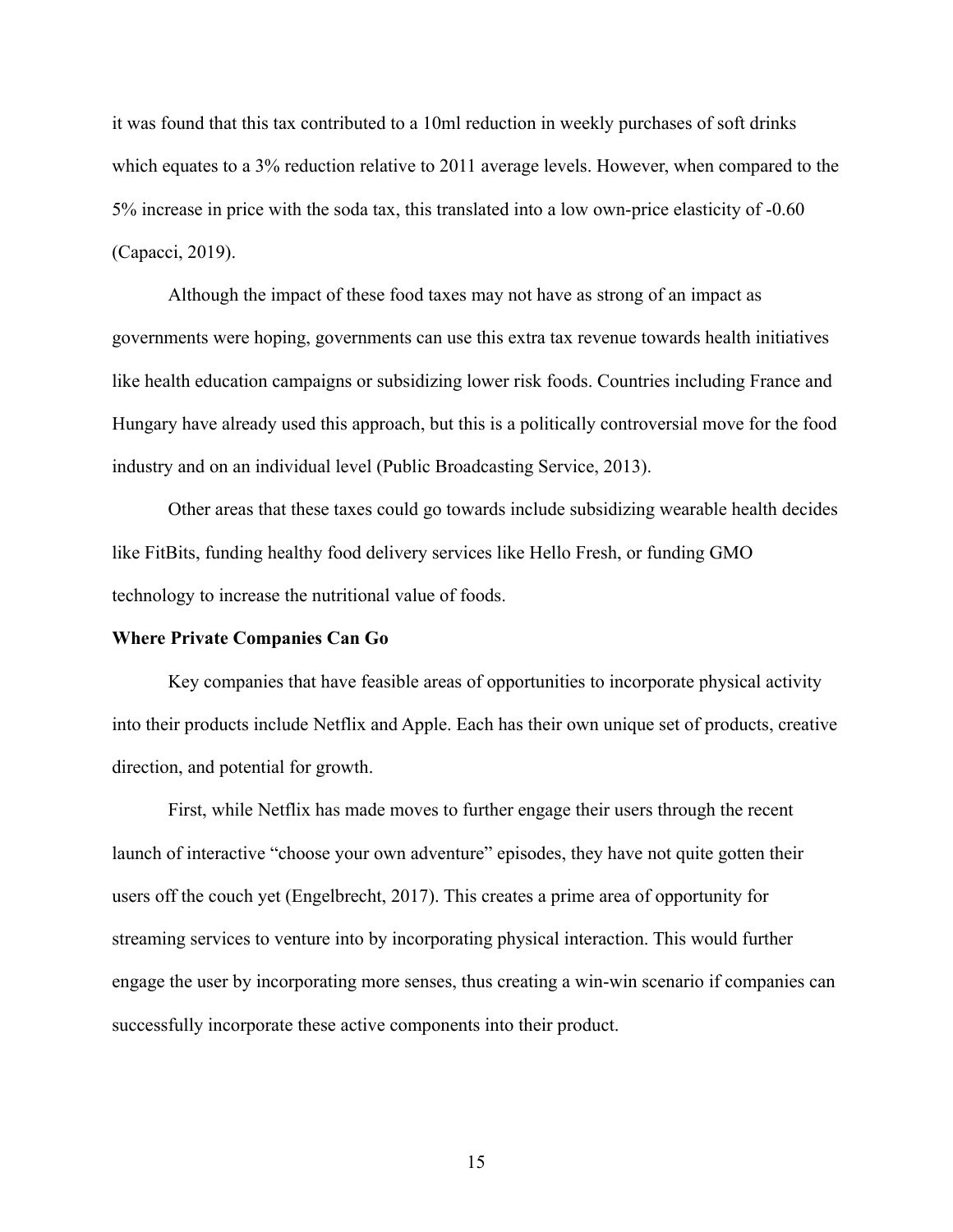it was found that this tax contributed to a 10ml reduction in weekly purchases of soft drinks which equates to a 3% reduction relative to 2011 average levels. However, when compared to the 5% increase in price with the soda tax, this translated into a low own-price elasticity of -0.60 (Capacci, 2019).

Although the impact of these food taxes may not have as strong of an impact as governments were hoping, governments can use this extra tax revenue towards health initiatives like health education campaigns or subsidizing lower risk foods. Countries including France and Hungary have already used this approach, but this is a politically controversial move for the food industry and on an individual level (Public Broadcasting Service, 2013).

Other areas that these taxes could go towards include subsidizing wearable health decides like FitBits, funding healthy food delivery services like Hello Fresh, or funding GMO technology to increase the nutritional value of foods.

**Where Private Companies Can Go**

Key companies that have feasible areas of opportunities to incorporate physical activity into their products include Netflix and Apple. Each has their own unique set of products, creative direction, and potential for growth.

First, while Netflix has made moves to further engage their users through the recent launch of interactive "choose your own adventure" episodes, they have not quite gotten their users off the couch yet (Engelbrecht, 2017). This creates a prime area of opportunity for streaming services to venture into by incorporating physical interaction. This would further engage the user by incorporating more senses, thus creating a win-win scenario if companies can successfully incorporate these active components into their product.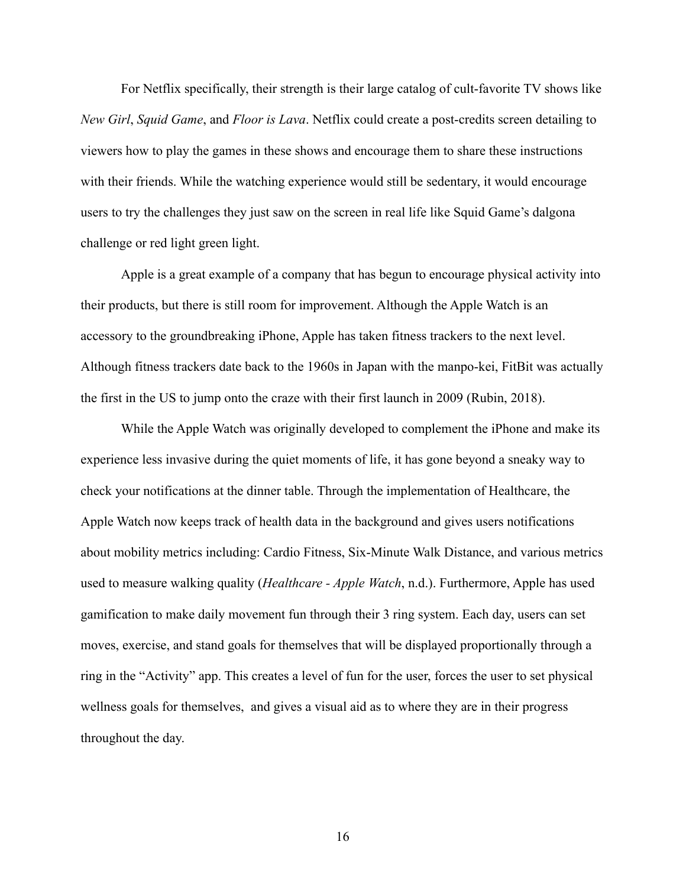For Netflix specifically, their strength is their large catalog of cult-favorite TV shows like *New Girl*, *Squid Game*, and *Floor is Lava*. Netflix could create a post-credits screen detailing to viewers how to play the games in these shows and encourage them to share these instructions with their friends. While the watching experience would still be sedentary, it would encourage users to try the challenges they just saw on the screen in real life like Squid Game's dalgona challenge or red light green light.

Apple is a great example of a company that has begun to encourage physical activity into their products, but there is still room for improvement. Although the Apple Watch is an accessory to the groundbreaking iPhone, Apple has taken fitness trackers to the next level. Although fitness trackers date back to the 1960s in Japan with the manpo-kei, FitBit was actually the first in the US to jump onto the craze with their first launch in 2009 (Rubin, 2018).

While the Apple Watch was originally developed to complement the iPhone and make its experience less invasive during the quiet moments of life, it has gone beyond a sneaky way to check your notifications at the dinner table. Through the implementation of Healthcare, the Apple Watch now keeps track of health data in the background and gives users notifications about mobility metrics including: Cardio Fitness, Six-Minute Walk Distance, and various metrics used to measure walking quality (*Healthcare - Apple Watch*, n.d.). Furthermore, Apple has used gamification to make daily movement fun through their 3 ring system. Each day, users can set moves, exercise, and stand goals for themselves that will be displayed proportionally through a ring in the "Activity" app. This creates a level of fun for the user, forces the user to set physical wellness goals for themselves, and gives a visual aid as to where they are in their progress throughout the day.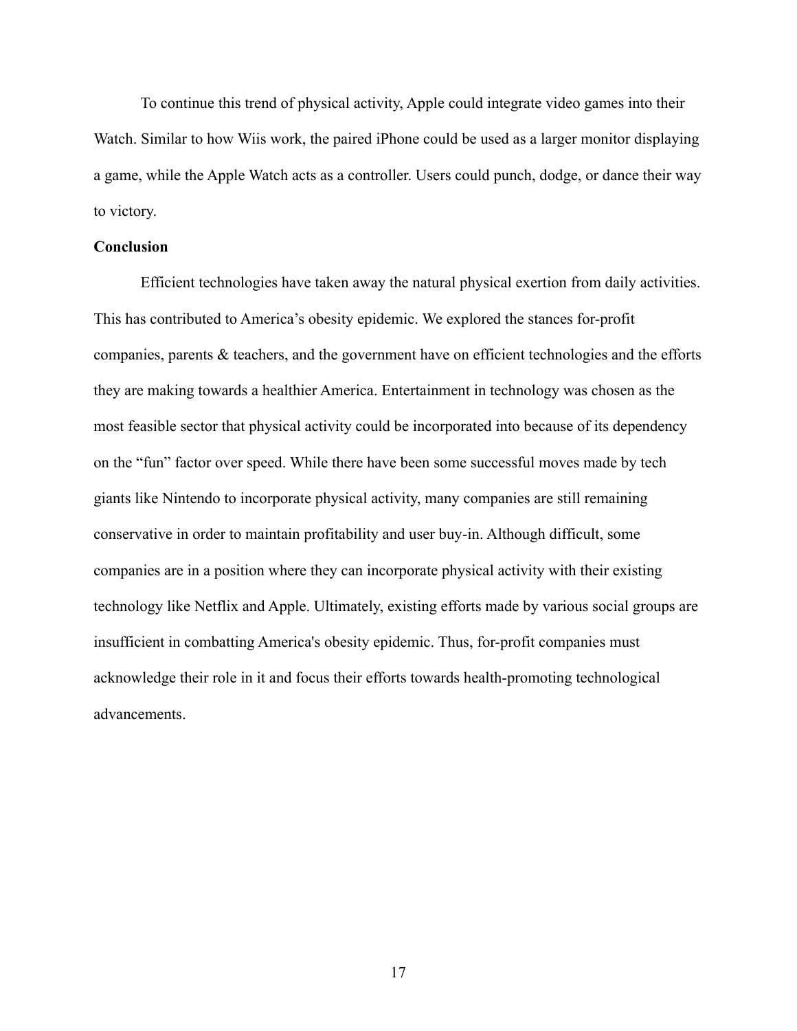To continue this trend of physical activity, Apple could integrate video games into their Watch. Similar to how Wiis work, the paired iPhone could be used as a larger monitor displaying a game, while the Apple Watch acts as a controller. Users could punch, dodge, or dance their way to victory.

**Conclusion**

Efficient technologies have taken away the natural physical exertion from daily activities. This has contributed to America's obesity epidemic. We explored the stances for-profit companies, parents & teachers, and the government have on efficient technologies and the efforts they are making towards a healthier America. Entertainment in technology was chosen as the most feasible sector that physical activity could be incorporated into because of its dependency on the "fun" factor over speed. While there have been some successful moves made by tech giants like Nintendo to incorporate physical activity, many companies are still remaining conservative in order to maintain profitability and user buy-in. Although difficult, some companies are in a position where they can incorporate physical activity with their existing technology like Netflix and Apple. Ultimately, existing efforts made by various social groups are insufficient in combatting America's obesity epidemic. Thus, for-profit companies must acknowledge their role in it and focus their efforts towards health-promoting technological advancements.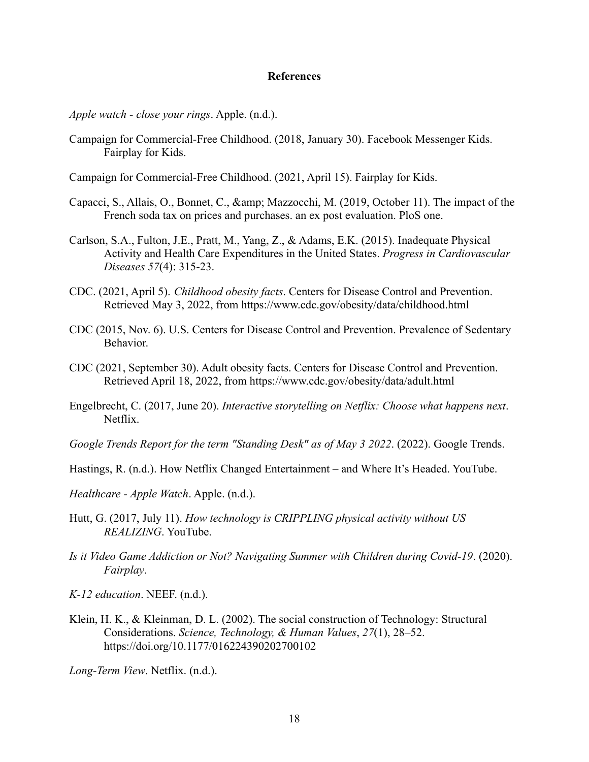**References**

*Apple watch - close your rings*. Apple. (n.d.).

Campaign for Commercial-Free Childhood. (2018, January 30). Facebook Messenger Kids. Fairplay for Kids.

Campaign for Commercial-Free Childhood. (2021, April 15). Fairplay for Kids.

Capacci, S., Allais, O., Bonnet, C., &amp; Mazzocchi, M. (2019, October 11). The impact of the French soda tax on prices and purchases. an ex post evaluation. PloS one.

Carlson, S.A., Fulton, J.E., Pratt, M., Yang, Z., & Adams, E.K. (2015). Inadequate Physical Activity and Health Care Expenditures in the United States. *Progress in Cardiovascular Diseases 57*(4): 315-23.

CDC. (2021, April 5). *Childhood obesity facts*. Centers for Disease Control and Prevention. Retrieved May 3, 2022, from https://www.cdc.gov/obesity/data/childhood.html

CDC (2015, Nov. 6). U.S. Centers for Disease Control and Prevention. Prevalence of Sedentary Behavior.

CDC (2021, September 30). Adult obesity facts. Centers for Disease Control and Prevention. Retrieved April 18, 2022, from https://www.cdc.gov/obesity/data/adult.html

Engelbrecht, C. (2017, June 20). *Interactive storytelling on Netflix: Choose what happens next*. Netflix.

*Google Trends Report for the term "Standing Desk" as of May 3 2022*. (2022). Google Trends.

Hastings, R. (n.d.). How Netflix Changed Entertainment – and Where It's Headed. YouTube.

*Healthcare - Apple Watch*. Apple. (n.d.).

Hutt, G. (2017, July 11). *How technology is CRIPPLING physical activity without US REALIZING*. YouTube.

*Is it Video Game Addiction or Not? Navigating Summer with Children during Covid-19*. (2020). *Fairplay*.

*K-12 education*. NEEF. (n.d.).

Klein, H. K., & Kleinman, D. L. (2002). The social construction of Technology: Structural Considerations. *Science, Technology, & Human Values*, *27*(1), 28–52. https://doi.org/10.1177/016224390202700102

*Long-Term View*. Netflix. (n.d.).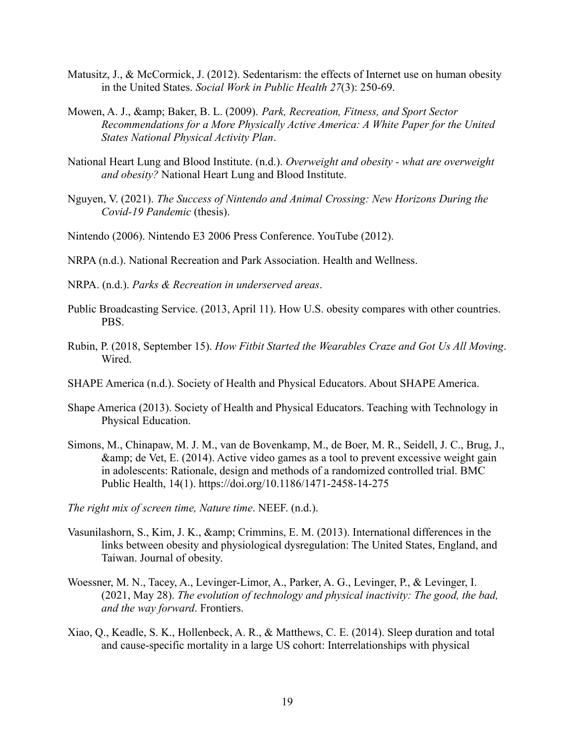Matusitz, J., & McCormick, J. (2012). Sedentarism: the effects of Internet use on human obesity in the United States. *Social Work in Public Health 27*(3): 250-69.

Mowen, A. J., &amp; Baker, B. L. (2009). *Park, Recreation, Fitness, and Sport Sector Recommendations for a More Physically Active America: A White Paper for the United States National Physical Activity Plan*.

National Heart Lung and Blood Institute. (n.d.). *Overweight and obesity - what are overweight and obesity?* National Heart Lung and Blood Institute.

Nguyen, V. (2021). *The Success of Nintendo and Animal Crossing: New Horizons During the Covid-19 Pandemic* (thesis).

Nintendo (2006). Nintendo E3 2006 Press Conference. YouTube (2012).

NRPA (n.d.). National Recreation and Park Association. Health and Wellness.

NRPA. (n.d.). *Parks & Recreation in underserved areas*.

Public Broadcasting Service. (2013, April 11). How U.S. obesity compares with other countries. PBS.

Rubin, P. (2018, September 15). *How Fitbit Started the Wearables Craze and Got Us All Moving*. Wired.

SHAPE America (n.d.). Society of Health and Physical Educators. About SHAPE America.

Shape America (2013). Society of Health and Physical Educators. Teaching with Technology in Physical Education.

Simons, M., Chinapaw, M. J. M., van de Bovenkamp, M., de Boer, M. R., Seidell, J. C., Brug, J., &amp; de Vet, E. (2014). Active video games as a tool to prevent excessive weight gain in adolescents: Rationale, design and methods of a randomized controlled trial. BMC Public Health, 14(1). https://doi.org/10.1186/1471-2458-14-275

*The right mix of screen time, Nature time*. NEEF. (n.d.).

Vasunilashorn, S., Kim, J. K., &amp; Crimmins, E. M. (2013). International differences in the links between obesity and physiological dysregulation: The United States, England, and Taiwan. Journal of obesity.

Woessner, M. N., Tacey, A., Levinger-Limor, A., Parker, A. G., Levinger, P., & Levinger, I. (2021, May 28). *The evolution of technology and physical inactivity: The good, the bad, and the way forward*. Frontiers.

Xiao, Q., Keadle, S. K., Hollenbeck, A. R., & Matthews, C. E. (2014). Sleep duration and total and cause-specific mortality in a large US cohort: Interrelationships with physical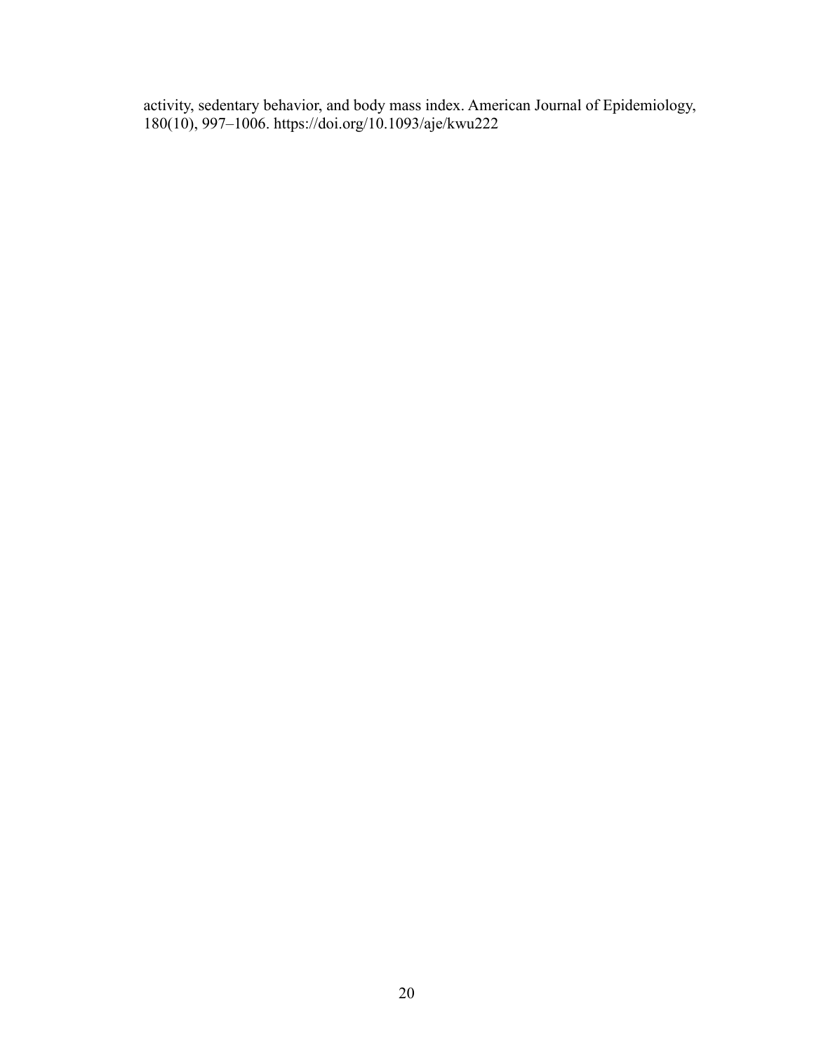activity, sedentary behavior, and body mass index. American Journal of Epidemiology, 180(10), 997–1006. https://doi.org/10.1093/aje/kwu222